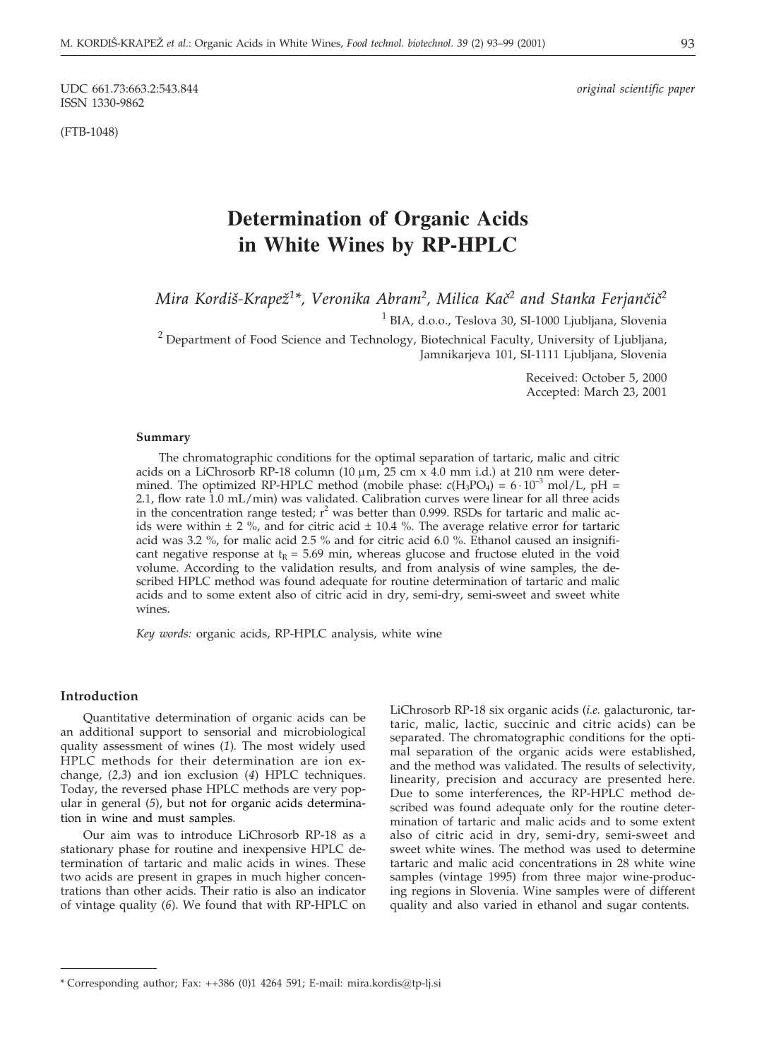UDC 661.73:663.2:543.844
ISSN 1330-9862

*original scientific paper*

(FTB-1048)

# Determination of Organic Acids in White Wines by RP-HPLC

*Mira Kordiš-Krapež[1]\*, Veronika Abram[2], Milica Kač[2] and Stanka Ferjančič[2]*

[1] BIA, d.o.o., Teslova 30, SI-1000 Ljubljana, Slovenia

[2] Department of Food Science and Technology, Biotechnical Faculty, University of Ljubljana, Jamnikarjeva 101, SI-1111 Ljubljana, Slovenia

Received: October 5, 2000
Accepted: March 23, 2001

#### Summary

The chromatographic conditions for the optimal separation of tartaric, malic and citric acids on a LiChrosorb RP-18 column (10 µm, 25 cm x 4.0 mm i.d.) at 210 nm were determined. The optimized RP-HPLC method (mobile phase: $c(H_3PO_4) = 6 \cdot 10^{-3}$ mol/L, pH = 2.1, flow rate 1.0 mL/min) was validated. Calibration curves were linear for all three acids in the concentration range tested; $r^2$ was better than 0.999. RSDs for tartaric and malic acids were within ± 2 %, and for citric acid ± 10.4 %. The average relative error for tartaric acid was 3.2 %, for malic acid 2.5 % and for citric acid 6.0 %. Ethanol caused an insignificant negative response at $t_R$ = 5.69 min, whereas glucose and fructose eluted in the void volume. According to the validation results, and from analysis of wine samples, the described HPLC method was found adequate for routine determination of tartaric and malic acids and to some extent also of citric acid in dry, semi-dry, semi-sweet and sweet white wines.

*Key words:* organic acids, RP-HPLC analysis, white wine

## Introduction

Quantitative determination of organic acids can be an additional support to sensorial and microbiological quality assessment of wines (*1*). The most widely used HPLC methods for their determination are ion exchange, (*2,3*) and ion exclusion (*4*) HPLC techniques. Today, the reversed phase HPLC methods are very popular in general (*5*), but not for organic acids determination in wine and must samples.

Our aim was to introduce LiChrosorb RP-18 as a stationary phase for routine and inexpensive HPLC determination of tartaric and malic acids in wines. These two acids are present in grapes in much higher concentrations than other acids. Their ratio is also an indicator of vintage quality (*6*). We found that with RP-HPLC on LiChrosorb RP-18 six organic acids (*i.e.* galacturonic, tartaric, malic, lactic, succinic and citric acids) can be separated. The chromatographic conditions for the optimal separation of the organic acids were established, and the method was validated. The results of selectivity, linearity, precision and accuracy are presented here. Due to some interferences, the RP-HPLC method described was found adequate only for the routine determination of tartaric and malic acids and to some extent also of citric acid in dry, semi-dry, semi-sweet and sweet white wines. The method was used to determine tartaric and malic acid concentrations in 28 white wine samples (vintage 1995) from three major wine-producing regions in Slovenia. Wine samples were of different quality and also varied in ethanol and sugar contents.

\* Corresponding author; Fax: ++386 (0)1 4264 591; E-mail: mira.kordis@tp-lj.si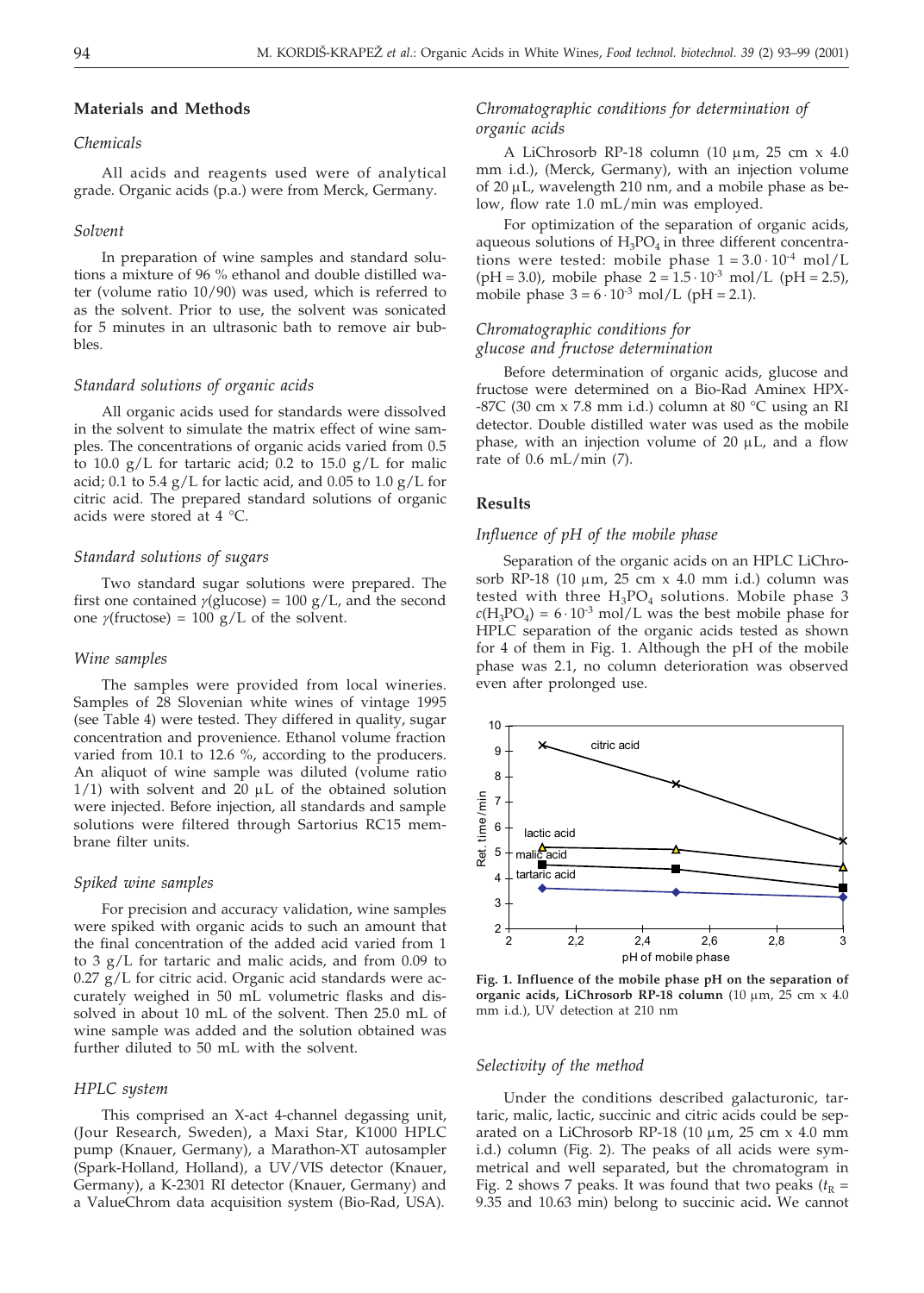## Materials and Methods

### *Chemicals*

All acids and reagents used were of analytical grade. Organic acids (p.a.) were from Merck, Germany.

### *Solvent*

In preparation of wine samples and standard solutions a mixture of 96 % ethanol and double distilled water (volume ratio 10/90) was used, which is referred to as the solvent. Prior to use, the solvent was sonicated for 5 minutes in an ultrasonic bath to remove air bubbles.

### *Standard solutions of organic acids*

All organic acids used for standards were dissolved in the solvent to simulate the matrix effect of wine samples. The concentrations of organic acids varied from 0.5 to 10.0 g/L for tartaric acid; 0.2 to 15.0 g/L for malic acid; 0.1 to 5.4 g/L for lactic acid, and 0.05 to 1.0 g/L for citric acid. The prepared standard solutions of organic acids were stored at 4 °C.

### *Standard solutions of sugars*

Two standard sugar solutions were prepared. The first one contained $\gamma$(glucose) = 100 g/L, and the second one $\gamma$(fructose) = 100 g/L of the solvent.

### *Wine samples*

The samples were provided from local wineries. Samples of 28 Slovenian white wines of vintage 1995 (see Table 4) were tested. They differed in quality, sugar concentration and provenience. Ethanol volume fraction varied from 10.1 to 12.6 %, according to the producers. An aliquot of wine sample was diluted (volume ratio 1/1) with solvent and 20 µL of the obtained solution were injected. Before injection, all standards and sample solutions were filtered through Sartorius RC15 membrane filter units.

### *Spiked wine samples*

For precision and accuracy validation, wine samples were spiked with organic acids to such an amount that the final concentration of the added acid varied from 1 to 3 g/L for tartaric and malic acids, and from 0.09 to 0.27 g/L for citric acid. Organic acid standards were accurately weighed in 50 mL volumetric flasks and dissolved in about 10 mL of the solvent. Then 25.0 mL of wine sample was added and the solution obtained was further diluted to 50 mL with the solvent.

### *HPLC system*

This comprised an X-act 4-channel degassing unit, (Jour Research, Sweden), a Maxi Star, K1000 HPLC pump (Knauer, Germany), a Marathon-XT autosampler (Spark-Holland, Holland), a UV/VIS detector (Knauer, Germany), a K-2301 RI detector (Knauer, Germany) and a ValueChrom data acquisition system (Bio-Rad, USA).

### *Chromatographic conditions for determination of organic acids*

A LiChrosorb RP-18 column (10 µm, 25 cm x 4.0 mm i.d.), (Merck, Germany), with an injection volume of 20 µL, wavelength 210 nm, and a mobile phase as below, flow rate 1.0 mL/min was employed.

For optimization of the separation of organic acids, aqueous solutions of $H_3PO_4$ in three different concentrations were tested: mobile phase $1 = 3.0 \cdot 10^{-4}$ mol/L (pH = 3.0), mobile phase $2 = 1.5 \cdot 10^{-3}$ mol/L (pH = 2.5), mobile phase $3 = 6 \cdot 10^{-3}$ mol/L (pH = 2.1).

### *Chromatographic conditions for glucose and fructose determination*

Before determination of organic acids, glucose and fructose were determined on a Bio-Rad Aminex HPX-87C (30 cm x 7.8 mm i.d.) column at 80 °C using an RI detector. Double distilled water was used as the mobile phase, with an injection volume of 20 µL, and a flow rate of 0.6 mL/min (*7*).

## Results

### *Influence of pH of the mobile phase*

Separation of the organic acids on an HPLC LiChrosorb RP-18 (10 µm, 25 cm x 4.0 mm i.d.) column was tested with three $H_3PO_4$ solutions. Mobile phase 3 $c(H_3PO_4) = 6 \cdot 10^{-3}$ mol/L was the best mobile phase for HPLC separation of the organic acids tested as shown for 4 of them in Fig. 1. Although the pH of the mobile phase was 2.1, no column deterioration was observed even after prolonged use.

**Fig. 1. Influence of the mobile phase pH on the separation of organic acids, LiChrosorb RP-18 column** (10 µm, 25 cm x 4.0 mm i.d.), UV detection at 210 nm

### *Selectivity of the method*

Under the conditions described galacturonic, tartaric, malic, lactic, succinic and citric acids could be separated on a LiChrosorb RP-18 (10 µm, 25 cm x 4.0 mm i.d.) column (Fig. 2). The peaks of all acids were symmetrical and well separated, but the chromatogram in Fig. 2 shows 7 peaks. It was found that two peaks ($t_R$ = 9.35 and 10.63 min) belong to succinic acid**.** We cannot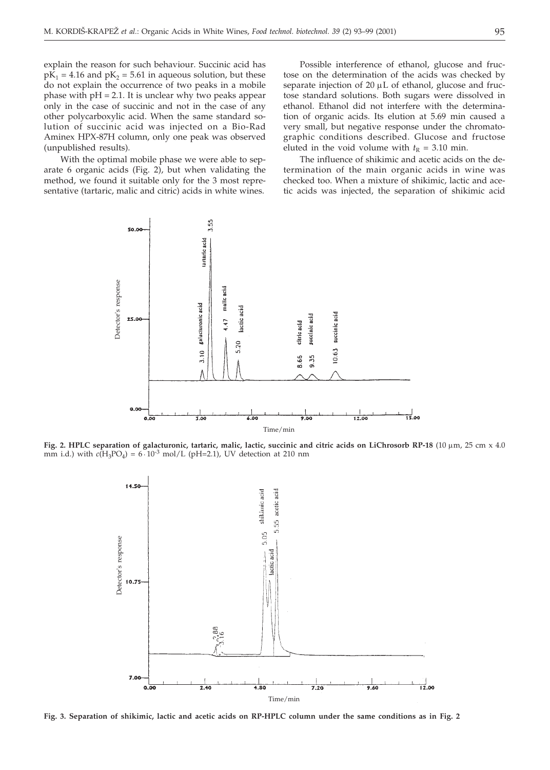explain the reason for such behaviour. Succinic acid has $pK_1 = 4.16$ and $pK_2 = 5.61$ in aqueous solution, but these do not explain the occurrence of two peaks in a mobile phase with pH = 2.1. It is unclear why two peaks appear only in the case of succinic and not in the case of any other polycarboxylic acid. When the same standard solution of succinic acid was injected on a Bio-Rad Aminex HPX-87H column, only one peak was observed (unpublished results).

With the optimal mobile phase we were able to separate 6 organic acids (Fig. 2), but when validating the method, we found it suitable only for the 3 most representative (tartaric, malic and citric) acids in white wines.

Possible interference of ethanol, glucose and fructose on the determination of the acids was checked by separate injection of 20 μL of ethanol, glucose and fructose standard solutions. Both sugars were dissolved in ethanol. Ethanol did not interfere with the determination of organic acids. Its elution at 5.69 min caused a very small, but negative response under the chromatographic conditions described. Glucose and fructose eluted in the void volume with $t_R = 3.10$ min.

The influence of shikimic and acetic acids on the determination of the main organic acids in wine was checked too. When a mixture of shikimic, lactic and acetic acids was injected, the separation of shikimic acid

**Fig. 2. HPLC separation of galacturonic, tartaric, malic, lactic, succinic and citric acids on LiChrosorb RP-18** (10 μm, 25 cm x 4.0 mm i.d.) with $c(H_3PO_4) = 6 \cdot 10^{-3}$ mol/L (pH=2.1), UV detection at 210 nm

**Fig. 3. Separation of shikimic, lactic and acetic acids on RP-HPLC column under the same conditions as in Fig. 2**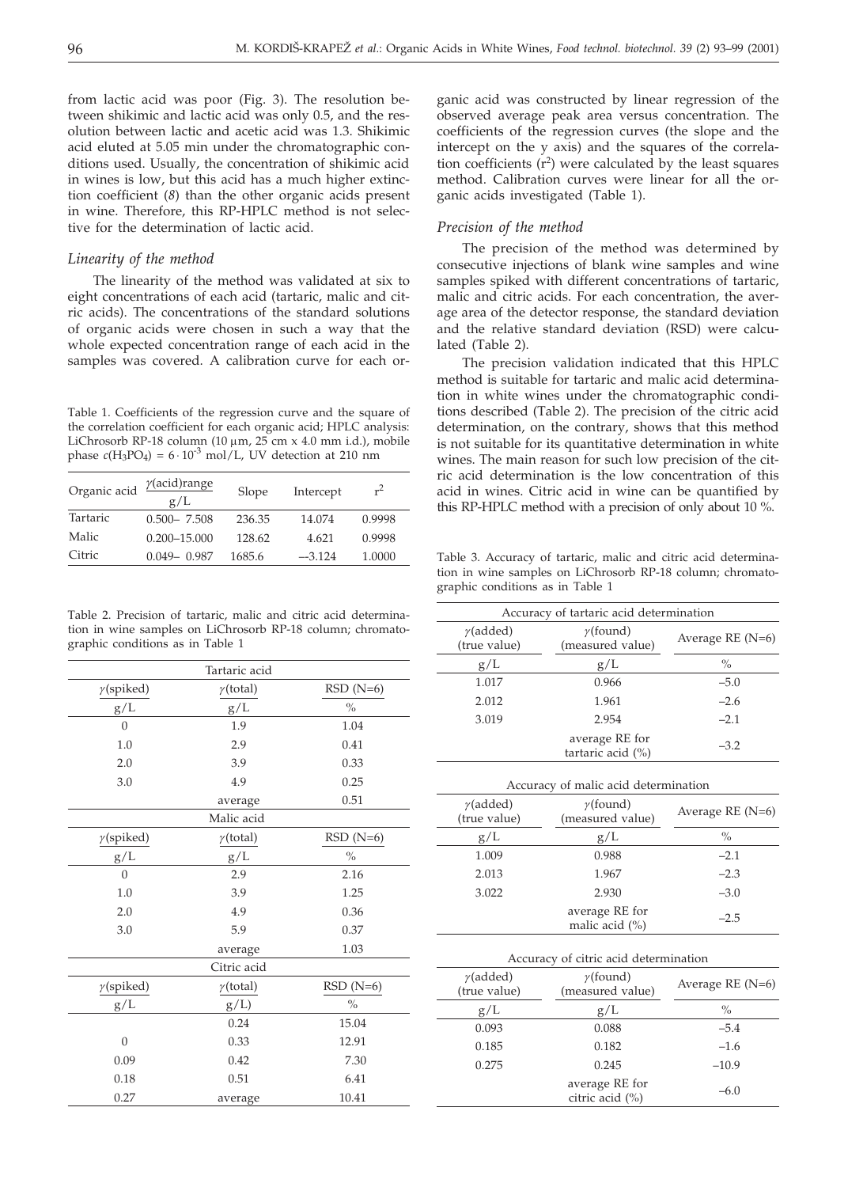from lactic acid was poor (Fig. 3). The resolution between shikimic and lactic acid was only 0.5, and the resolution between lactic and acetic acid was 1.3. Shikimic acid eluted at 5.05 min under the chromatographic conditions used. Usually, the concentration of shikimic acid in wines is low, but this acid has a much higher extinction coefficient (*8*) than the other organic acids present in wine. Therefore, this RP-HPLC method is not selective for the determination of lactic acid.

### *Linearity of the method*

The linearity of the method was validated at six to eight concentrations of each acid (tartaric, malic and citric acids). The concentrations of the standard solutions of organic acids were chosen in such a way that the whole expected concentration range of each acid in the samples was covered. A calibration curve for each organic acid was constructed by linear regression of the observed average peak area versus concentration. The coefficients of the regression curves (the slope and the intercept on the y axis) and the squares of the correlation coefficients ($r^2$) were calculated by the least squares method. Calibration curves were linear for all the organic acids investigated (Table 1).

Table 1. Coefficients of the regression curve and the square of the correlation coefficient for each organic acid; HPLC analysis: LiChrosorb RP-18 column (10 μm, 25 cm x 4.0 mm i.d.), mobile phase $c(H_3PO_4) = 6 \cdot 10^{-3}$ mol/L, UV detection at 210 nm

| Organic acid | $\gamma$(acid)range g/L | Slope | Intercept | $r^2$ |
|---|---|---|---|---|
| Tartaric | 0.500– 7.508 | 236.35 | 14.074 | 0.9998 |
| Malic | 0.200–15.000 | 128.62 | 4.621 | 0.9998 |
| Citric | 0.049– 0.987 | 1685.6 | –3.124 | 1.0000 |

### *Precision of the method*

The precision of the method was determined by consecutive injections of blank wine samples and wine samples spiked with different concentrations of tartaric, malic and citric acids. For each concentration, the average area of the detector response, the standard deviation and the relative standard deviation (RSD) were calculated (Table 2).

The precision validation indicated that this HPLC method is suitable for tartaric and malic acid determination in white wines under the chromatographic conditions described (Table 2). The precision of the citric acid determination, on the contrary, shows that this method is not suitable for its quantitative determination in white wines. The main reason for such low precision of the citric acid determination is the low concentration of this acid in wines. Citric acid in wine can be quantified by this RP-HPLC method with a precision of only about 10 %.

Table 2. Precision of tartaric, malic and citric acid determination in wine samples on LiChrosorb RP-18 column; chromatographic conditions as in Table 1

| $\gamma$(spiked) g/L | $\gamma$(total) g/L | RSD (N=6) % |
|---|---|---|
| **Tartaric acid** | | |
| 0 | 1.9 | 1.04 |
| 1.0 | 2.9 | 0.41 |
| 2.0 | 3.9 | 0.33 |
| 3.0 | 4.9 | 0.25 |
| | average | 0.51 |
| **Malic acid** | | |
| 0 | 2.9 | 2.16 |
| 1.0 | 3.9 | 1.25 |
| 2.0 | 4.9 | 0.36 |
| 3.0 | 5.9 | 0.37 |
| | average | 1.03 |
| **Citric acid** | | |
| | 0.24 | 15.04 |
| 0 | 0.33 | 12.91 |
| 0.09 | 0.42 | 7.30 |
| 0.18 | 0.51 | 6.41 |
| 0.27 | average | 10.41 |

Table 3. Accuracy of tartaric, malic and citric acid determination in wine samples on LiChrosorb RP-18 column; chromatographic conditions as in Table 1

| $\gamma$(added) (true value) g/L | $\gamma$(found) (measured value) g/L | Average RE (N=6) % |
|---|---|---|
| **Accuracy of tartaric acid determination** | | |
| 1.017 | 0.966 | –5.0 |
| 2.012 | 1.961 | –2.6 |
| 3.019 | 2.954 | –2.1 |
| | average RE for tartaric acid (%) | –3.2 |
| **Accuracy of malic acid determination** | | |
| 1.009 | 0.988 | –2.1 |
| 2.013 | 1.967 | –2.3 |
| 3.022 | 2.930 | –3.0 |
| | average RE for malic acid (%) | –2.5 |
| **Accuracy of citric acid determination** | | |
| 0.093 | 0.088 | –5.4 |
| 0.185 | 0.182 | –1.6 |
| 0.275 | 0.245 | –10.9 |
| | average RE for citric acid (%) | –6.0 |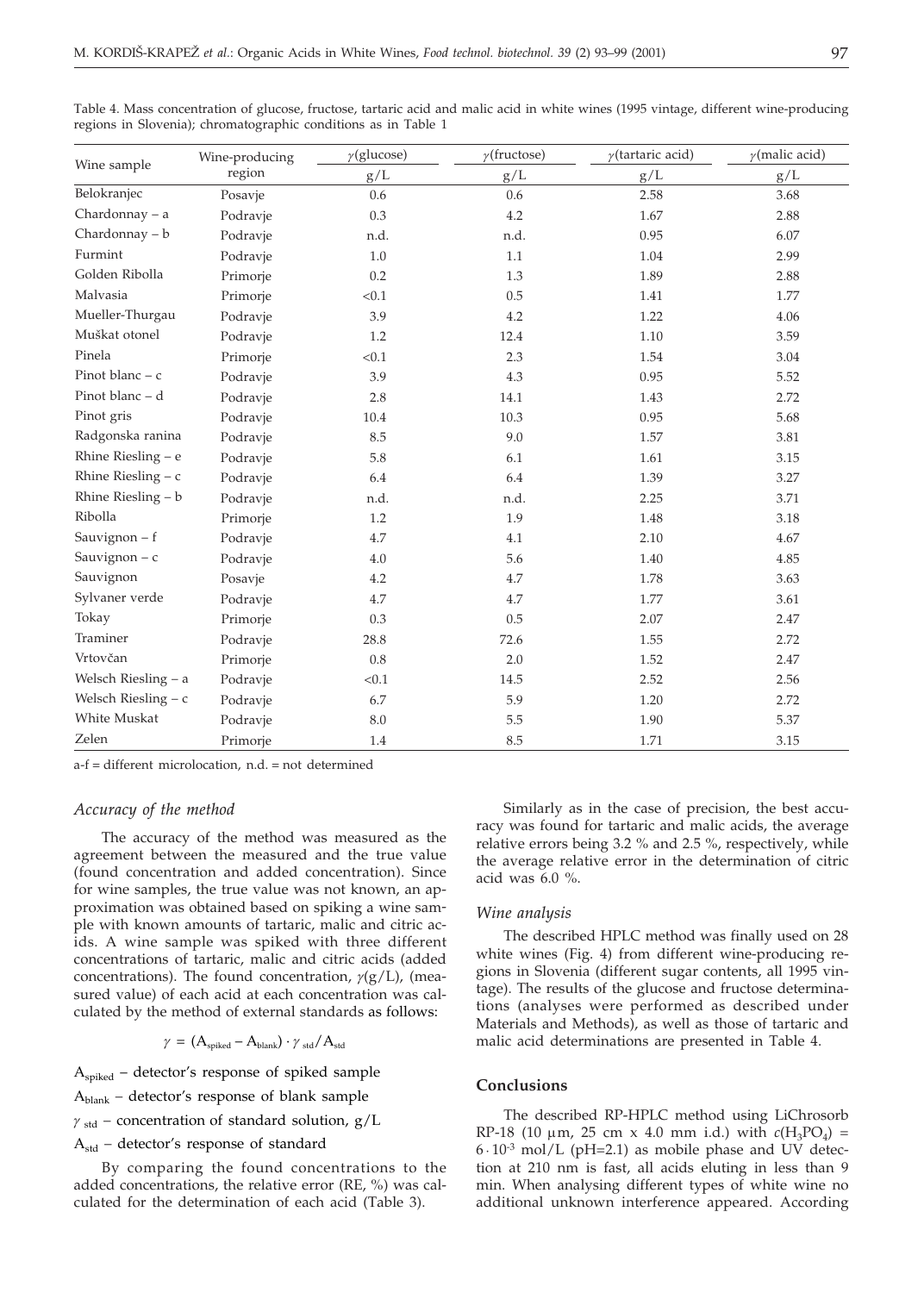Table 4. Mass concentration of glucose, fructose, tartaric acid and malic acid in white wines (1995 vintage, different wine-producing regions in Slovenia); chromatographic conditions as in Table 1

| Wine sample | Wine-producing region | $\gamma$(glucose) g/L | $\gamma$(fructose) g/L | $\gamma$(tartaric acid) g/L | $\gamma$(malic acid) g/L |
|---|---|---|---|---|---|
| Belokranjec | Posavje | 0.6 | 0.6 | 2.58 | 3.68 |
| Chardonnay – a | Podravje | 0.3 | 4.2 | 1.67 | 2.88 |
| Chardonnay – b | Podravje | n.d. | n.d. | 0.95 | 6.07 |
| Furmint | Podravje | 1.0 | 1.1 | 1.04 | 2.99 |
| Golden Ribolla | Primorje | 0.2 | 1.3 | 1.89 | 2.88 |
| Malvasia | Primorje | <0.1 | 0.5 | 1.41 | 1.77 |
| Mueller-Thurgau | Podravje | 3.9 | 4.2 | 1.22 | 4.06 |
| Muškat otonel | Podravje | 1.2 | 12.4 | 1.10 | 3.59 |
| Pinela | Primorje | <0.1 | 2.3 | 1.54 | 3.04 |
| Pinot blanc – c | Podravje | 3.9 | 4.3 | 0.95 | 5.52 |
| Pinot blanc – d | Podravje | 2.8 | 14.1 | 1.43 | 2.72 |
| Pinot gris | Podravje | 10.4 | 10.3 | 0.95 | 5.68 |
| Radgonska ranina | Podravje | 8.5 | 9.0 | 1.57 | 3.81 |
| Rhine Riesling – e | Podravje | 5.8 | 6.1 | 1.61 | 3.15 |
| Rhine Riesling – c | Podravje | 6.4 | 6.4 | 1.39 | 3.27 |
| Rhine Riesling – b | Podravje | n.d. | n.d. | 2.25 | 3.71 |
| Ribolla | Primorje | 1.2 | 1.9 | 1.48 | 3.18 |
| Sauvignon – f | Podravje | 4.7 | 4.1 | 2.10 | 4.67 |
| Sauvignon – c | Podravje | 4.0 | 5.6 | 1.40 | 4.85 |
| Sauvignon | Posavje | 4.2 | 4.7 | 1.78 | 3.63 |
| Sylvaner verde | Podravje | 4.7 | 4.7 | 1.77 | 3.61 |
| Tokay | Primorje | 0.3 | 0.5 | 2.07 | 2.47 |
| Traminer | Podravje | 28.8 | 72.6 | 1.55 | 2.72 |
| Vrtovčan | Primorje | 0.8 | 2.0 | 1.52 | 2.47 |
| Welsch Riesling – a | Podravje | <0.1 | 14.5 | 2.52 | 2.56 |
| Welsch Riesling – c | Podravje | 6.7 | 5.9 | 1.20 | 2.72 |
| White Muskat | Podravje | 8.0 | 5.5 | 1.90 | 5.37 |
| Zelen | Primorje | 1.4 | 8.5 | 1.71 | 3.15 |

a-f = different microlocation, n.d. = not determined

### *Accuracy of the method*

The accuracy of the method was measured as the agreement between the measured and the true value (found concentration and added concentration). Since for wine samples, the true value was not known, an approximation was obtained based on spiking a wine sample with known amounts of tartaric, malic and citric acids. A wine sample was spiked with three different concentrations of tartaric, malic and citric acids (added concentrations). The found concentration, $\gamma$(g/L), (measured value) of each acid at each concentration was calculated by the method of external standards as follows:

$$\gamma = (A_{spiked} - A_{blank}) \cdot \gamma_{std} / A_{std}$$

$A_{spiked}$ – detector's response of spiked sample

$A_{blank}$ – detector's response of blank sample

$\gamma_{std}$ – concentration of standard solution, g/L

$A_{std}$ – detector's response of standard

By comparing the found concentrations to the added concentrations, the relative error (RE, %) was calculated for the determination of each acid (Table 3).

Similarly as in the case of precision, the best accuracy was found for tartaric and malic acids, the average relative errors being 3.2 % and 2.5 %, respectively, while the average relative error in the determination of citric acid was 6.0 %.

### *Wine analysis*

The described HPLC method was finally used on 28 white wines (Fig. 4) from different wine-producing regions in Slovenia (different sugar contents, all 1995 vintage). The results of the glucose and fructose determinations (analyses were performed as described under Materials and Methods), as well as those of tartaric and malic acid determinations are presented in Table 4.

## Conclusions

The described RP-HPLC method using LiChrosorb RP-18 (10 μm, 25 cm x 4.0 mm i.d.) with $c(H_3PO_4) = 6 \cdot 10^{-3}$ mol/L (pH=2.1) as mobile phase and UV detection at 210 nm is fast, all acids eluting in less than 9 min. When analysing different types of white wine no additional unknown interference appeared. According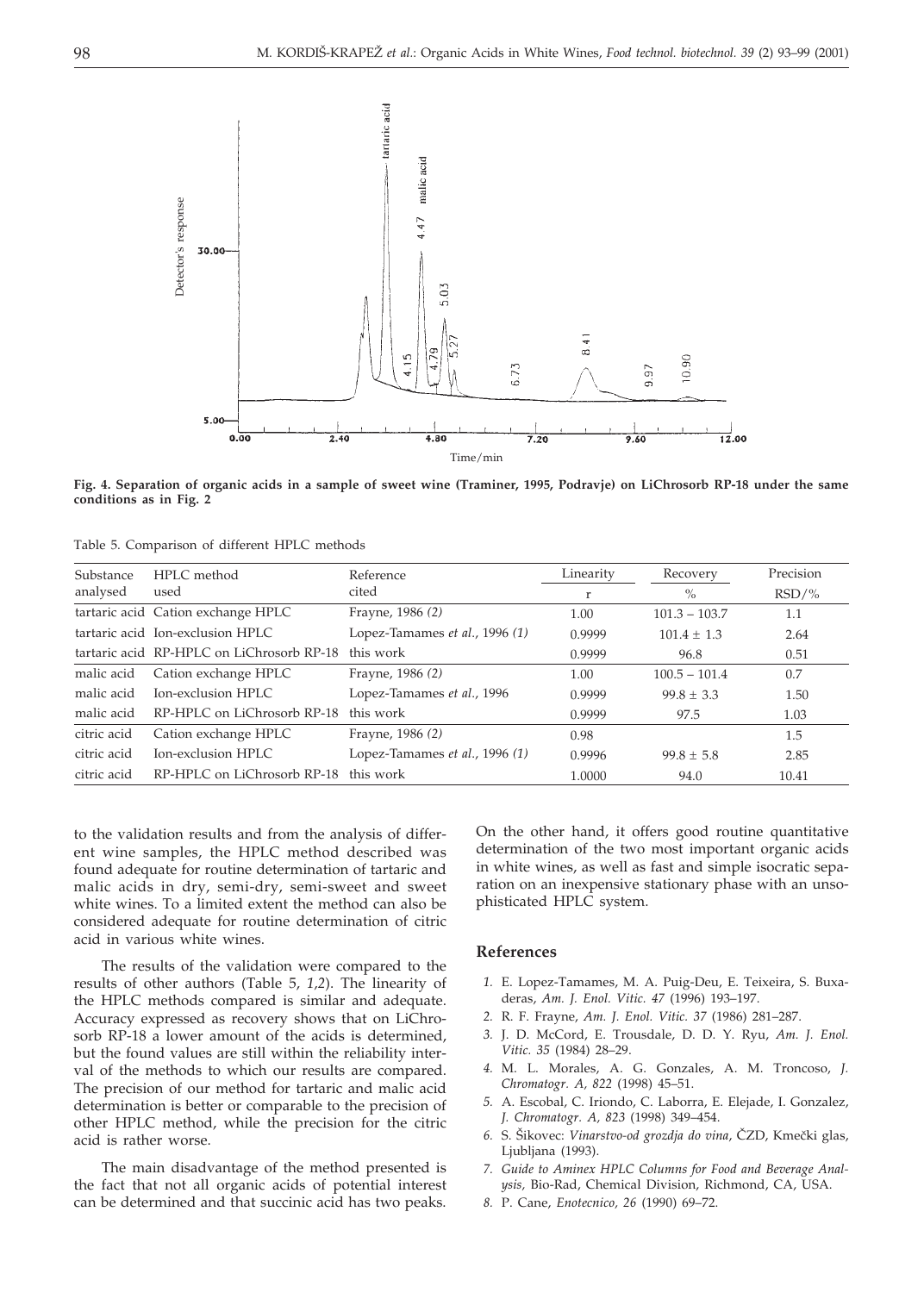**Fig. 4. Separation of organic acids in a sample of sweet wine (Traminer, 1995, Podravje) on LiChrosorb RP-18 under the same conditions as in Fig. 2**

Table 5. Comparison of different HPLC methods

| Substance analysed | HPLC method used | Reference cited | Linearity r | Recovery % | Precision RSD/% |
|---|---|---|---|---|---|
| tartaric acid | Cation exchange HPLC | Frayne, 1986 *(2)* | 1.00 | 101.3 – 103.7 | 1.1 |
| tartaric acid | Ion-exclusion HPLC | Lopez-Tamames *et al.*, 1996 *(1)* | 0.9999 | 101.4 ± 1.3 | 2.64 |
| tartaric acid | RP-HPLC on LiChrosorb RP-18 | this work | 0.9999 | 96.8 | 0.51 |
| malic acid | Cation exchange HPLC | Frayne, 1986 *(2)* | 1.00 | 100.5 – 101.4 | 0.7 |
| malic acid | Ion-exclusion HPLC | Lopez-Tamames *et al.*, 1996 | 0.9999 | 99.8 ± 3.3 | 1.50 |
| malic acid | RP-HPLC on LiChrosorb RP-18 | this work | 0.9999 | 97.5 | 1.03 |
| citric acid | Cation exchange HPLC | Frayne, 1986 *(2)* | 0.98 | | 1.5 |
| citric acid | Ion-exclusion HPLC | Lopez-Tamames *et al.*, 1996 *(1)* | 0.9996 | 99.8 ± 5.8 | 2.85 |
| citric acid | RP-HPLC on LiChrosorb RP-18 | this work | 1.0000 | 94.0 | 10.41 |

to the validation results and from the analysis of different wine samples, the HPLC method described was found adequate for routine determination of tartaric and malic acids in dry, semi-dry, semi-sweet and sweet white wines. To a limited extent the method can also be considered adequate for routine determination of citric acid in various white wines.

The results of the validation were compared to the results of other authors (Table 5, *1,2*). The linearity of the HPLC methods compared is similar and adequate. Accuracy expressed as recovery shows that on LiChrosorb RP-18 a lower amount of the acids is determined, but the found values are still within the reliability interval of the methods to which our results are compared. The precision of our method for tartaric and malic acid determination is better or comparable to the precision of other HPLC method, while the precision for the citric acid is rather worse.

The main disadvantage of the method presented is the fact that not all organic acids of potential interest can be determined and that succinic acid has two peaks. On the other hand, it offers good routine quantitative determination of the two most important organic acids in white wines, as well as fast and simple isocratic separation on an inexpensive stationary phase with an unsophisticated HPLC system.

## References

1. E. Lopez-Tamames, M. A. Puig-Deu, E. Teixeira, S. Buxaderas, *Am. J. Enol. Vitic. 47* (1996) 193–197.
2. R. F. Frayne, *Am. J. Enol. Vitic. 37* (1986) 281–287.
3. J. D. McCord, E. Trousdale, D. D. Y. Ryu, *Am. J. Enol. Vitic. 35* (1984) 28–29.
4. M. L. Morales, A. G. Gonzales, A. M. Troncoso, *J. Chromatogr. A, 822* (1998) 45–51.
5. A. Escobal, C. Iriondo, C. Laborra, E. Elejade, I. Gonzalez, *J. Chromatogr. A, 823* (1998) 349–454.
6. S. Šikovec: *Vinarstvo-od grozdja do vina*, ČZD, Kmečki glas, Ljubljana (1993).
7. *Guide to Aminex HPLC Columns for Food and Beverage Analysis*, Bio-Rad, Chemical Division, Richmond, CA, USA.
8. P. Cane, *Enotecnico, 26* (1990) 69–72.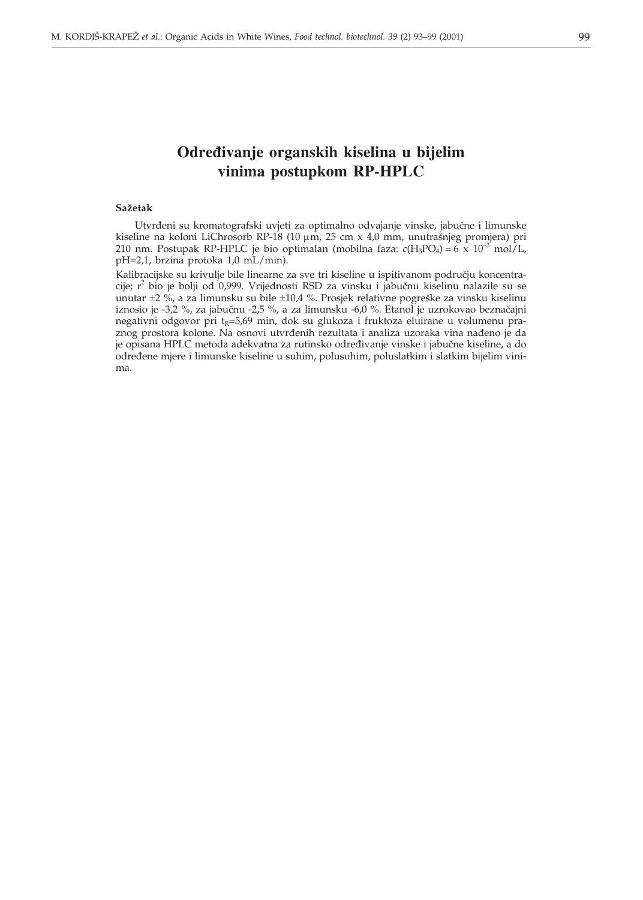# Određivanje organskih kiselina u bijelim vinima postupkom RP-HPLC

### Sažetak

Utvrđeni su kromatografski uvjeti za optimalno odvajanje vinske, jabučne i limunske kiseline na koloni LiChrosorb RP-18 (10 μm, 25 cm x 4,0 mm, unutrašnjeg promjera) pri 210 nm. Postupak RP-HPLC je bio optimalan (mobilna faza: $c(H_3PO_4) = 6 \times 10^{-3}$ mol/L, pH=2,1, brzina protoka 1,0 mL/min).

Kalibracijske su krivulje bile linearne za sve tri kiseline u ispitivanom području koncentracije; $r^2$ bio je bolji od 0,999. Vrijednosti RSD za vinsku i jabučnu kiselinu nalazile su se unutar ±2 %, a za limunsku su bile ±10,4 %. Prosjek relativne pogreške za vinsku kiselinu iznosio je -3,2 %, za jabučnu -2,5 %, a za limunsku -6,0 %. Etanol je uzrokovao beznačajni negativni odgovor pri $t_R$=5,69 min, dok su glukoza i fruktoza eluirane u volumenu praznog prostora kolone. Na osnovi utvrđenih rezultata i analiza uzoraka vina nađeno je da je opisana HPLC metoda adekvatna za rutinsko određivanje vinske i jabučne kiseline, a do određene mjere i limunske kiseline u suhim, polusuhim, poluslatkim i slatkim bijelim vinima.